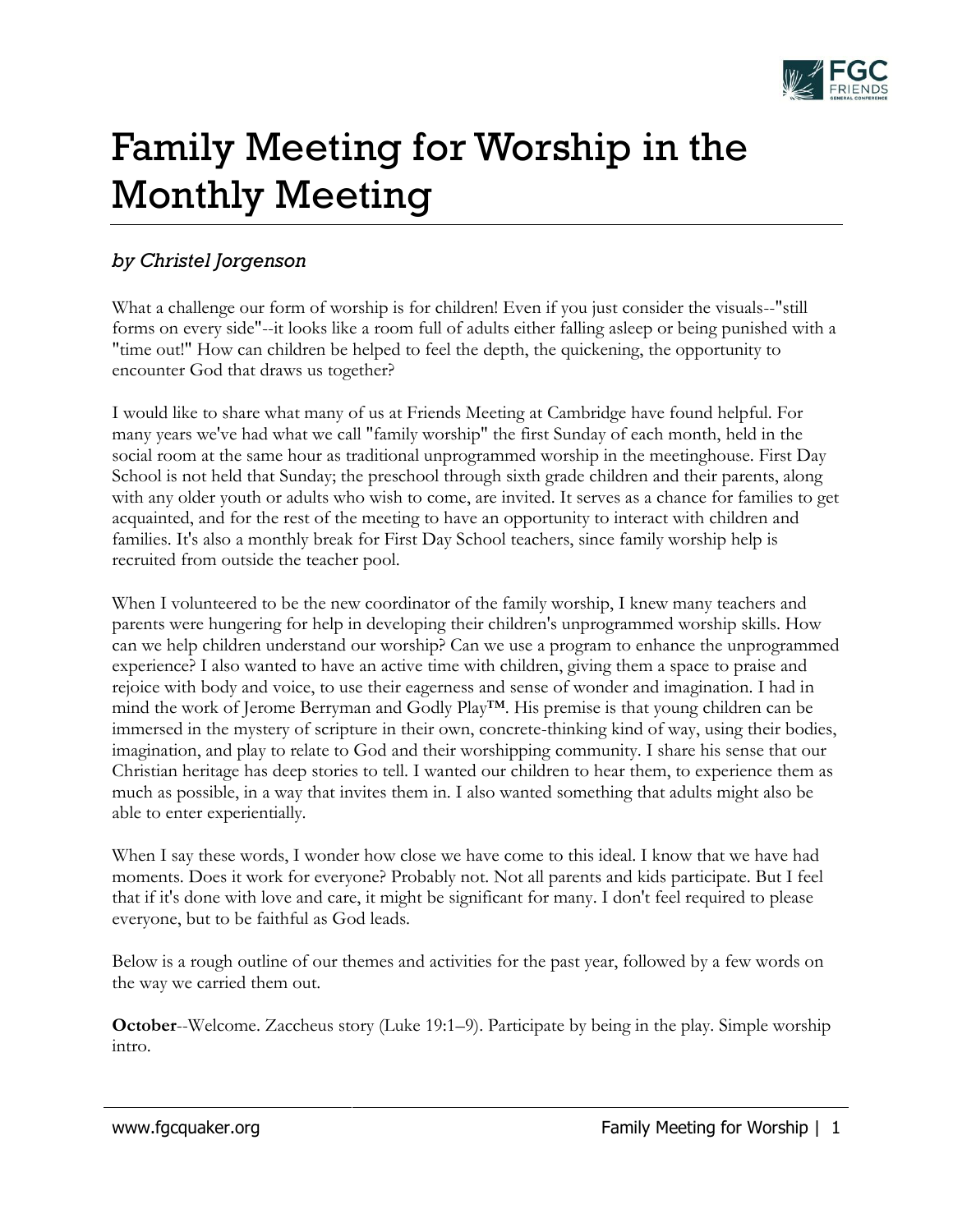# Family Meeting for Worship in the Monthly Meeting

*by Christel Jorgenson*

What a challenge our form of worship is for children! Even if you just consider the visuals--"still forms on every side"--it looks like a room full of adults either falling asleep or being punished with a "time out!" How can children be helped to feel the depth, the quickening, the opportunity to encounter God that draws us together?

I would like to share what many of us at Friends Meeting at Cambridge have found helpful. For many years we've had what we call "family worship" the first Sunday of each month, held in the social room at the same hour as traditional unprogrammed worship in the meetinghouse. First Day School is not held that Sunday; the preschool through sixth grade children and their parents, along with any older youth or adults who wish to come, are invited. It serves as a chance for families to get acquainted, and for the rest of the meeting to have an opportunity to interact with children and families. It's also a monthly break for First Day School teachers, since family worship help is recruited from outside the teacher pool.

When I volunteered to be the new coordinator of the family worship, I knew many teachers and parents were hungering for help in developing their children's unprogrammed worship skills. How can we help children understand our worship? Can we use a program to enhance the unprogrammed experience? I also wanted to have an active time with children, giving them a space to praise and rejoice with body and voice, to use their eagerness and sense of wonder and imagination. I had in mind the work of Jerome Berryman and Godly Play™. His premise is that young children can be immersed in the mystery of scripture in their own, concrete-thinking kind of way, using their bodies, imagination, and play to relate to God and their worshipping community. I share his sense that our Christian heritage has deep stories to tell. I wanted our children to hear them, to experience them as much as possible, in a way that invites them in. I also wanted something that adults might also be able to enter experientially.

When I say these words, I wonder how close we have come to this ideal. I know that we have had moments. Does it work for everyone? Probably not. Not all parents and kids participate. But I feel that if it's done with love and care, it might be significant for many. I don't feel required to please everyone, but to be faithful as God leads.

Below is a rough outline of our themes and activities for the past year, followed by a few words on the way we carried them out.

**October**--Welcome. Zaccheus story (Luke 19:1–9). Participate by being in the play. Simple worship intro.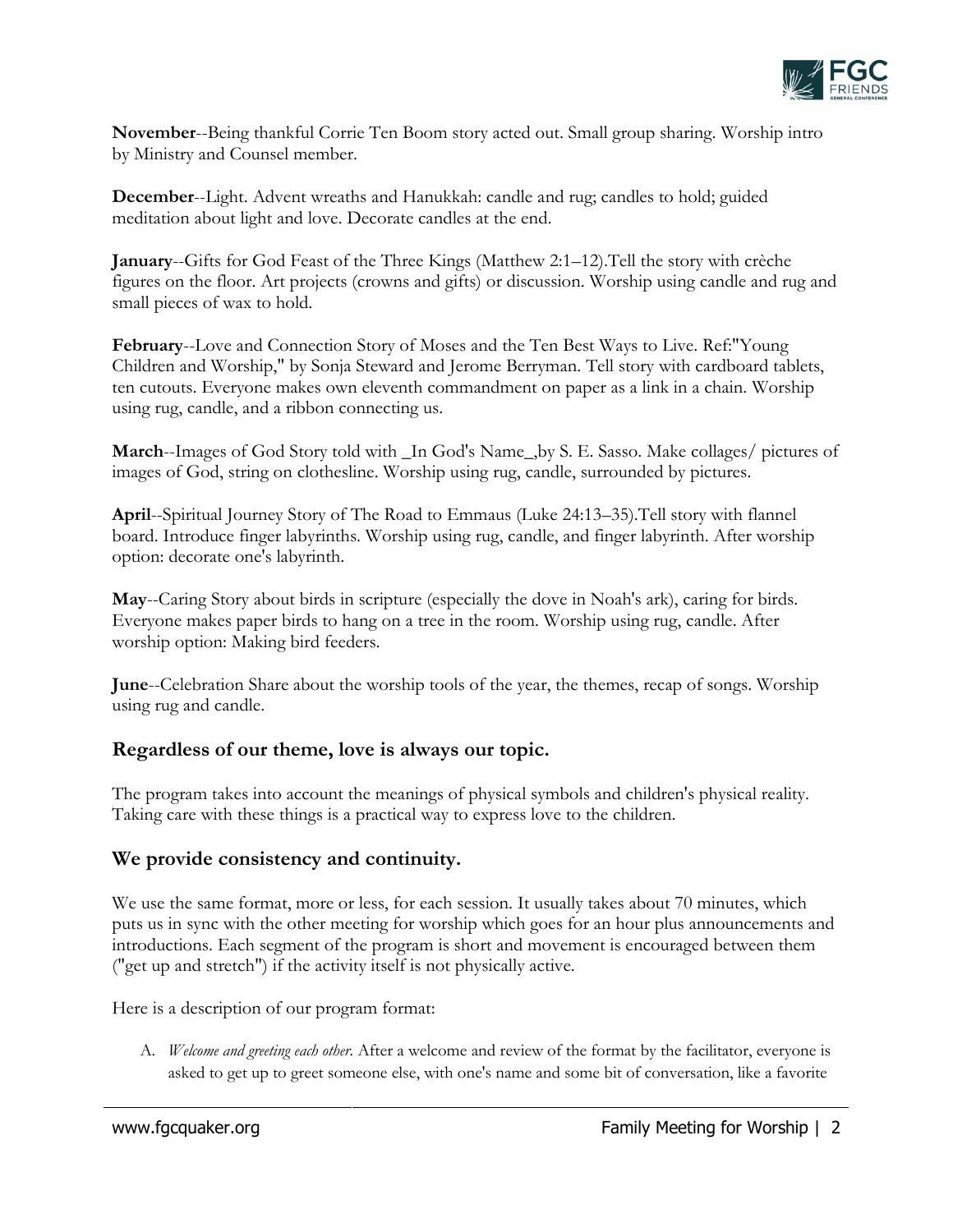**November**--Being thankful Corrie Ten Boom story acted out. Small group sharing. Worship intro by Ministry and Counsel member.

**December**--Light. Advent wreaths and Hanukkah: candle and rug; candles to hold; guided meditation about light and love. Decorate candles at the end.

**January**--Gifts for God Feast of the Three Kings (Matthew 2:1–12).Tell the story with crèche figures on the floor. Art projects (crowns and gifts) or discussion. Worship using candle and rug and small pieces of wax to hold.

**February**--Love and Connection Story of Moses and the Ten Best Ways to Live. Ref:"Young Children and Worship," by Sonja Steward and Jerome Berryman. Tell story with cardboard tablets, ten cutouts. Everyone makes own eleventh commandment on paper as a link in a chain. Worship using rug, candle, and a ribbon connecting us.

**March**--Images of God Story told with _In God's Name_,by S. E. Sasso. Make collages/ pictures of images of God, string on clothesline. Worship using rug, candle, surrounded by pictures.

**April**--Spiritual Journey Story of The Road to Emmaus (Luke 24:13–35).Tell story with flannel board. Introduce finger labyrinths. Worship using rug, candle, and finger labyrinth. After worship option: decorate one's labyrinth.

**May**--Caring Story about birds in scripture (especially the dove in Noah's ark), caring for birds. Everyone makes paper birds to hang on a tree in the room. Worship using rug, candle. After worship option: Making bird feeders.

**June**--Celebration Share about the worship tools of the year, the themes, recap of songs. Worship using rug and candle.

## Regardless of our theme, love is always our topic.

The program takes into account the meanings of physical symbols and children's physical reality. Taking care with these things is a practical way to express love to the children.

## We provide consistency and continuity.

We use the same format, more or less, for each session. It usually takes about 70 minutes, which puts us in sync with the other meeting for worship which goes for an hour plus announcements and introductions. Each segment of the program is short and movement is encouraged between them ("get up and stretch") if the activity itself is not physically active.

Here is a description of our program format:

A. *Welcome and greeting each other.* After a welcome and review of the format by the facilitator, everyone is asked to get up to greet someone else, with one's name and some bit of conversation, like a favorite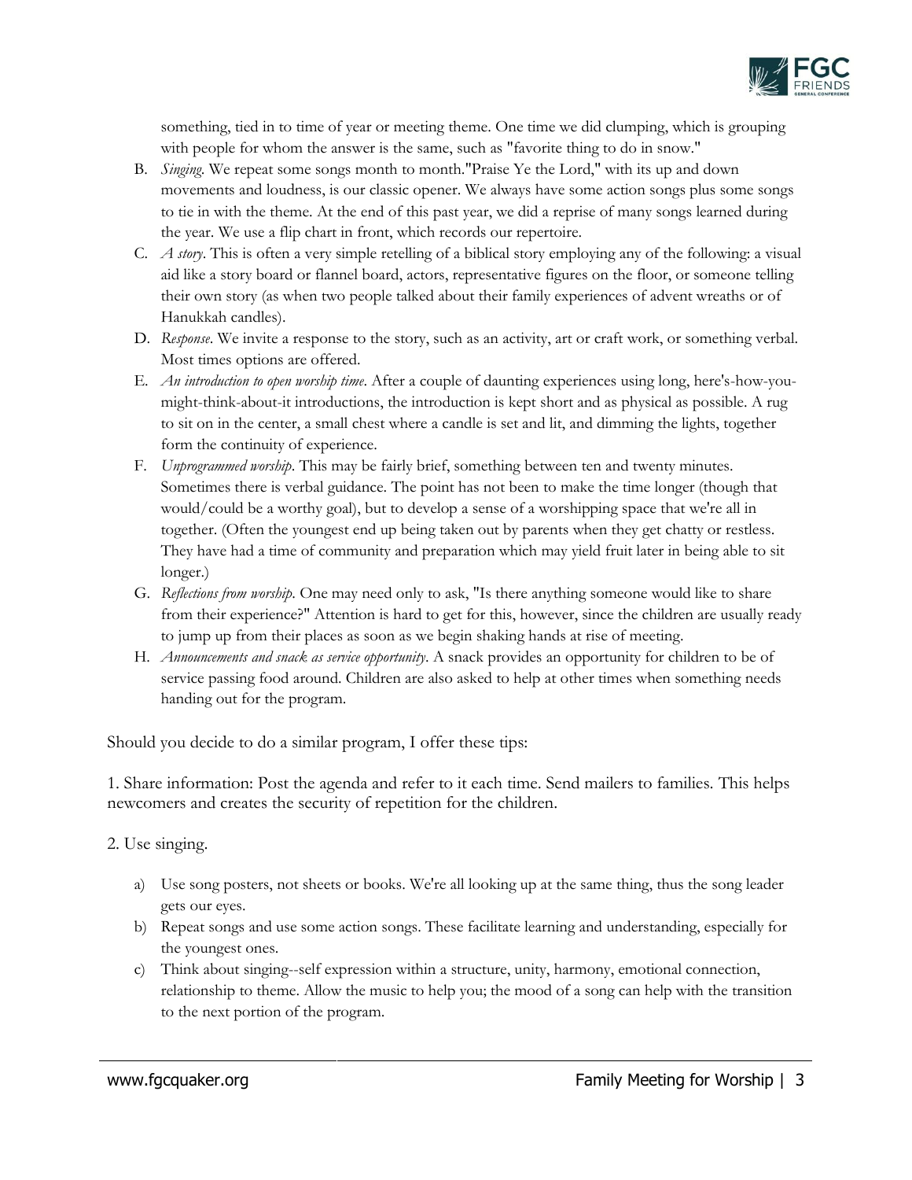something, tied in to time of year or meeting theme. One time we did clumping, which is grouping with people for whom the answer is the same, such as "favorite thing to do in snow."

B. *Singing.* We repeat some songs month to month."Praise Ye the Lord," with its up and down movements and loudness, is our classic opener. We always have some action songs plus some songs to tie in with the theme. At the end of this past year, we did a reprise of many songs learned during the year. We use a flip chart in front, which records our repertoire.

C. *A story.* This is often a very simple retelling of a biblical story employing any of the following: a visual aid like a story board or flannel board, actors, representative figures on the floor, or someone telling their own story (as when two people talked about their family experiences of advent wreaths or of Hanukkah candles).

D. *Response.* We invite a response to the story, such as an activity, art or craft work, or something verbal. Most times options are offered.

E. *An introduction to open worship time.* After a couple of daunting experiences using long, here's-how-you-might-think-about-it introductions, the introduction is kept short and as physical as possible. A rug to sit on in the center, a small chest where a candle is set and lit, and dimming the lights, together form the continuity of experience.

F. *Unprogrammed worship.* This may be fairly brief, something between ten and twenty minutes. Sometimes there is verbal guidance. The point has not been to make the time longer (though that would/could be a worthy goal), but to develop a sense of a worshipping space that we're all in together. (Often the youngest end up being taken out by parents when they get chatty or restless. They have had a time of community and preparation which may yield fruit later in being able to sit longer.)

G. *Reflections from worship.* One may need only to ask, "Is there anything someone would like to share from their experience?" Attention is hard to get for this, however, since the children are usually ready to jump up from their places as soon as we begin shaking hands at rise of meeting.

H. *Announcements and snack as service opportunity.* A snack provides an opportunity for children to be of service passing food around. Children are also asked to help at other times when something needs handing out for the program.

Should you decide to do a similar program, I offer these tips:

1. Share information: Post the agenda and refer to it each time. Send mailers to families. This helps newcomers and creates the security of repetition for the children.

2. Use singing.

   a) Use song posters, not sheets or books. We're all looking up at the same thing, thus the song leader gets our eyes.

   b) Repeat songs and use some action songs. These facilitate learning and understanding, especially for the youngest ones.

   c) Think about singing--self expression within a structure, unity, harmony, emotional connection, relationship to theme. Allow the music to help you; the mood of a song can help with the transition to the next portion of the program.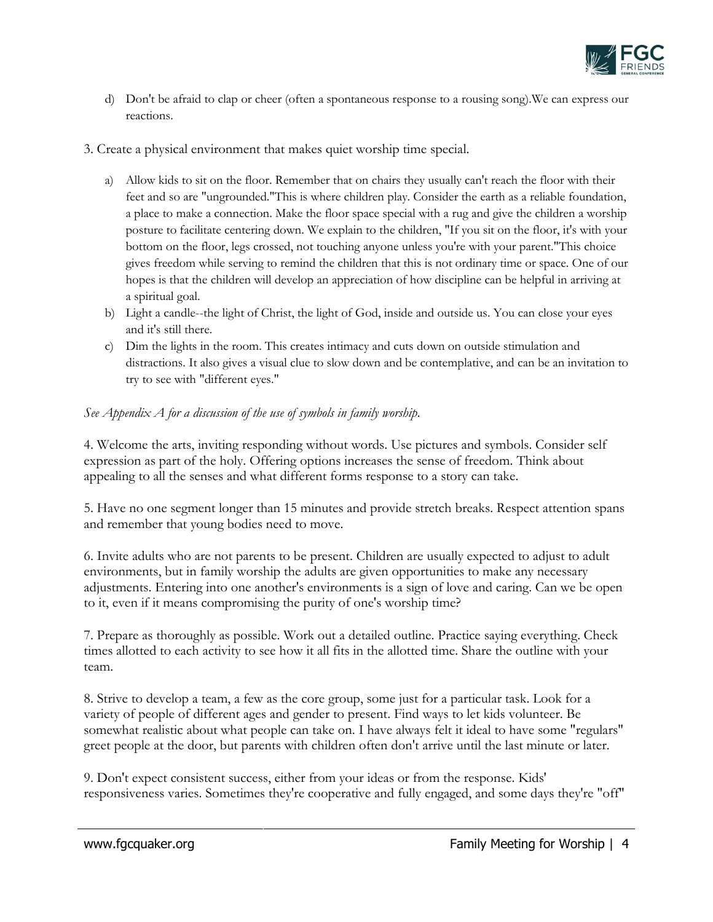d) Don't be afraid to clap or cheer (often a spontaneous response to a rousing song).We can express our reactions.

3. Create a physical environment that makes quiet worship time special.

a) Allow kids to sit on the floor. Remember that on chairs they usually can't reach the floor with their feet and so are "ungrounded."This is where children play. Consider the earth as a reliable foundation, a place to make a connection. Make the floor space special with a rug and give the children a worship posture to facilitate centering down. We explain to the children, "If you sit on the floor, it's with your bottom on the floor, legs crossed, not touching anyone unless you're with your parent."This choice gives freedom while serving to remind the children that this is not ordinary time or space. One of our hopes is that the children will develop an appreciation of how discipline can be helpful in arriving at a spiritual goal.
b) Light a candle--the light of Christ, the light of God, inside and outside us. You can close your eyes and it's still there.
c) Dim the lights in the room. This creates intimacy and cuts down on outside stimulation and distractions. It also gives a visual clue to slow down and be contemplative, and can be an invitation to try to see with "different eyes."

*See Appendix A for a discussion of the use of symbols in family worship.*

4. Welcome the arts, inviting responding without words. Use pictures and symbols. Consider self expression as part of the holy. Offering options increases the sense of freedom. Think about appealing to all the senses and what different forms response to a story can take.

5. Have no one segment longer than 15 minutes and provide stretch breaks. Respect attention spans and remember that young bodies need to move.

6. Invite adults who are not parents to be present. Children are usually expected to adjust to adult environments, but in family worship the adults are given opportunities to make any necessary adjustments. Entering into one another's environments is a sign of love and caring. Can we be open to it, even if it means compromising the purity of one's worship time?

7. Prepare as thoroughly as possible. Work out a detailed outline. Practice saying everything. Check times allotted to each activity to see how it all fits in the allotted time. Share the outline with your team.

8. Strive to develop a team, a few as the core group, some just for a particular task. Look for a variety of people of different ages and gender to present. Find ways to let kids volunteer. Be somewhat realistic about what people can take on. I have always felt it ideal to have some "regulars" greet people at the door, but parents with children often don't arrive until the last minute or later.

9. Don't expect consistent success, either from your ideas or from the response. Kids' responsiveness varies. Sometimes they're cooperative and fully engaged, and some days they're "off"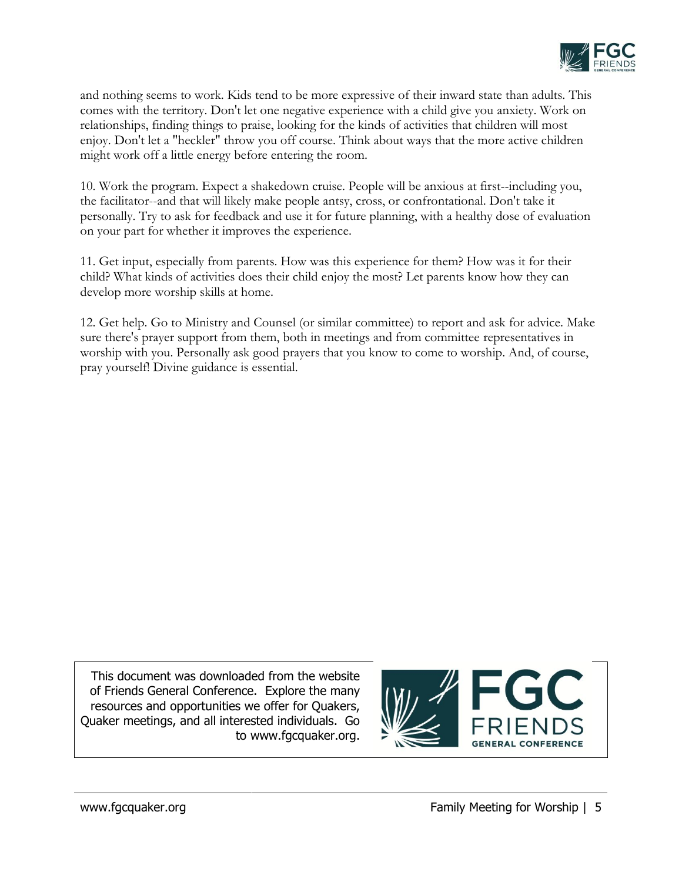and nothing seems to work. Kids tend to be more expressive of their inward state than adults. This comes with the territory. Don't let one negative experience with a child give you anxiety. Work on relationships, finding things to praise, looking for the kinds of activities that children will most enjoy. Don't let a "heckler" throw you off course. Think about ways that the more active children might work off a little energy before entering the room.

10. Work the program. Expect a shakedown cruise. People will be anxious at first--including you, the facilitator--and that will likely make people antsy, cross, or confrontational. Don't take it personally. Try to ask for feedback and use it for future planning, with a healthy dose of evaluation on your part for whether it improves the experience.

11. Get input, especially from parents. How was this experience for them? How was it for their child? What kinds of activities does their child enjoy the most? Let parents know how they can develop more worship skills at home.

12. Get help. Go to Ministry and Counsel (or similar committee) to report and ask for advice. Make sure there's prayer support from them, both in meetings and from committee representatives in worship with you. Personally ask good prayers that you know to come to worship. And, of course, pray yourself! Divine guidance is essential.

This document was downloaded from the website of Friends General Conference. Explore the many resources and opportunities we offer for Quakers, Quaker meetings, and all interested individuals. Go to www.fgcquaker.org.